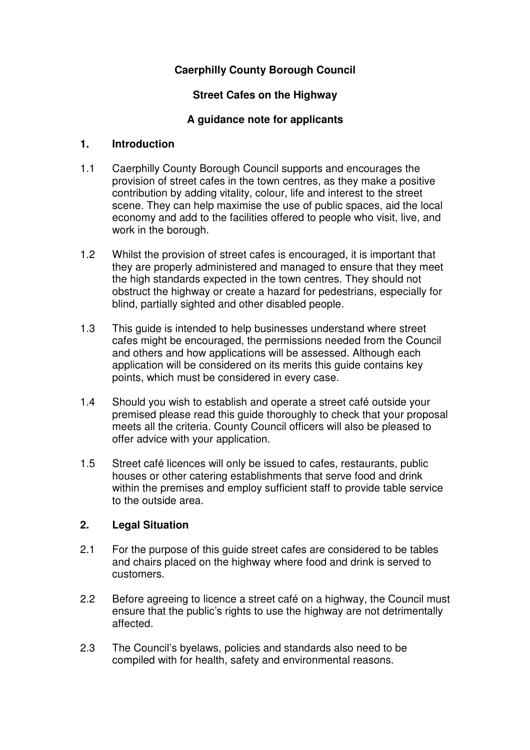**Caerphilly County Borough Council**

**Street Cafes on the Highway**

**A guidance note for applicants**

## 1. Introduction

1.1 Caerphilly County Borough Council supports and encourages the provision of street cafes in the town centres, as they make a positive contribution by adding vitality, colour, life and interest to the street scene. They can help maximise the use of public spaces, aid the local economy and add to the facilities offered to people who visit, live, and work in the borough.

1.2 Whilst the provision of street cafes is encouraged, it is important that they are properly administered and managed to ensure that they meet the high standards expected in the town centres. They should not obstruct the highway or create a hazard for pedestrians, especially for blind, partially sighted and other disabled people.

1.3 This guide is intended to help businesses understand where street cafes might be encouraged, the permissions needed from the Council and others and how applications will be assessed. Although each application will be considered on its merits this guide contains key points, which must be considered in every case.

1.4 Should you wish to establish and operate a street café outside your premised please read this guide thoroughly to check that your proposal meets all the criteria. County Council officers will also be pleased to offer advice with your application.

1.5 Street café licences will only be issued to cafes, restaurants, public houses or other catering establishments that serve food and drink within the premises and employ sufficient staff to provide table service to the outside area.

## 2. Legal Situation

2.1 For the purpose of this guide street cafes are considered to be tables and chairs placed on the highway where food and drink is served to customers.

2.2 Before agreeing to licence a street café on a highway, the Council must ensure that the public's rights to use the highway are not detrimentally affected.

2.3 The Council's byelaws, policies and standards also need to be compiled with for health, safety and environmental reasons.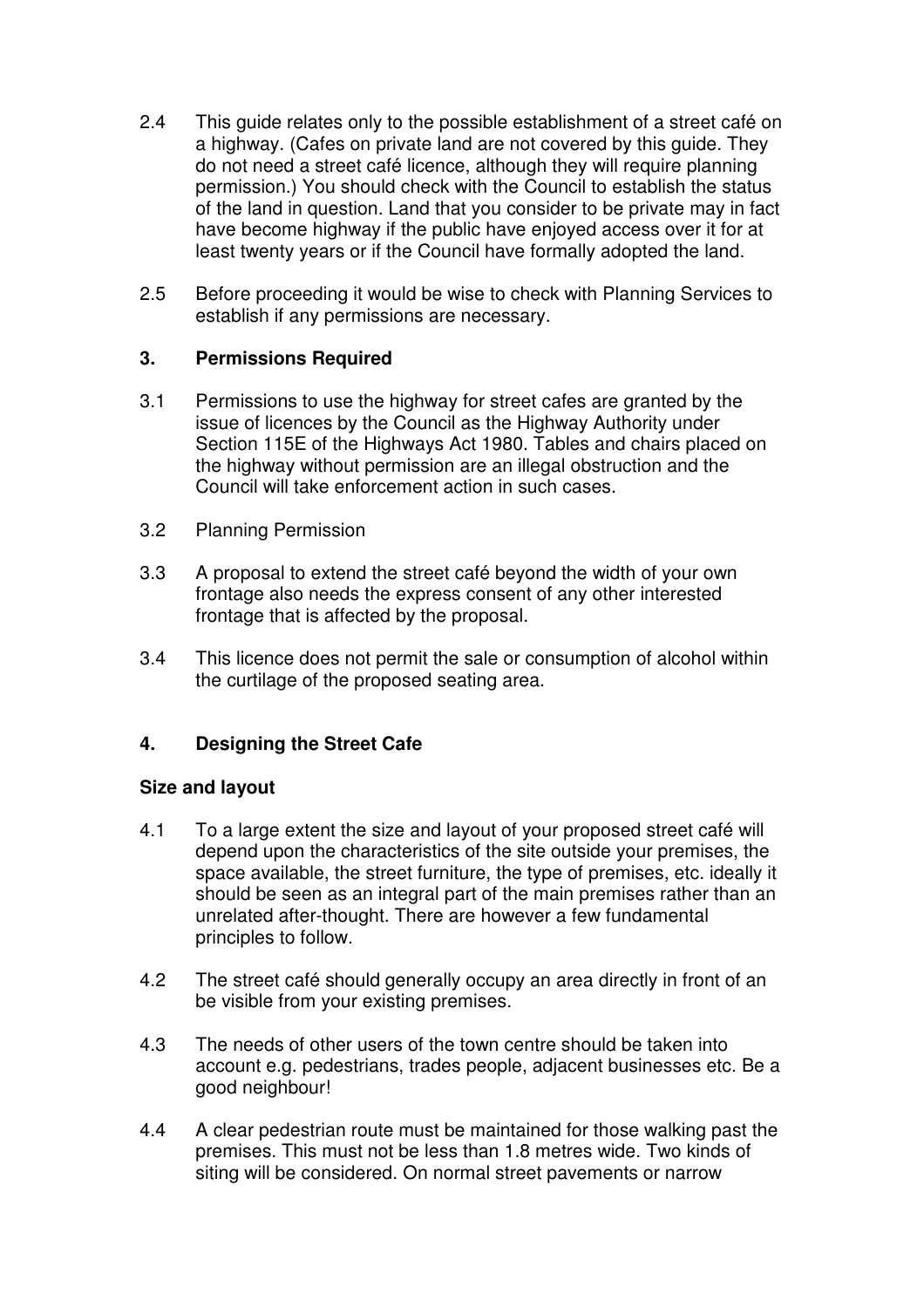2.4 This guide relates only to the possible establishment of a street café on a highway. (Cafes on private land are not covered by this guide. They do not need a street café licence, although they will require planning permission.) You should check with the Council to establish the status of the land in question. Land that you consider to be private may in fact have become highway if the public have enjoyed access over it for at least twenty years or if the Council have formally adopted the land.

2.5 Before proceeding it would be wise to check with Planning Services to establish if any permissions are necessary.

## 3. Permissions Required

3.1 Permissions to use the highway for street cafes are granted by the issue of licences by the Council as the Highway Authority under Section 115E of the Highways Act 1980. Tables and chairs placed on the highway without permission are an illegal obstruction and the Council will take enforcement action in such cases.

3.2 Planning Permission

3.3 A proposal to extend the street café beyond the width of your own frontage also needs the express consent of any other interested frontage that is affected by the proposal.

3.4 This licence does not permit the sale or consumption of alcohol within the curtilage of the proposed seating area.

## 4. Designing the Street Cafe

### Size and layout

4.1 To a large extent the size and layout of your proposed street café will depend upon the characteristics of the site outside your premises, the space available, the street furniture, the type of premises, etc. ideally it should be seen as an integral part of the main premises rather than an unrelated after-thought. There are however a few fundamental principles to follow.

4.2 The street café should generally occupy an area directly in front of an be visible from your existing premises.

4.3 The needs of other users of the town centre should be taken into account e.g. pedestrians, trades people, adjacent businesses etc. Be a good neighbour!

4.4 A clear pedestrian route must be maintained for those walking past the premises. This must not be less than 1.8 metres wide. Two kinds of siting will be considered. On normal street pavements or narrow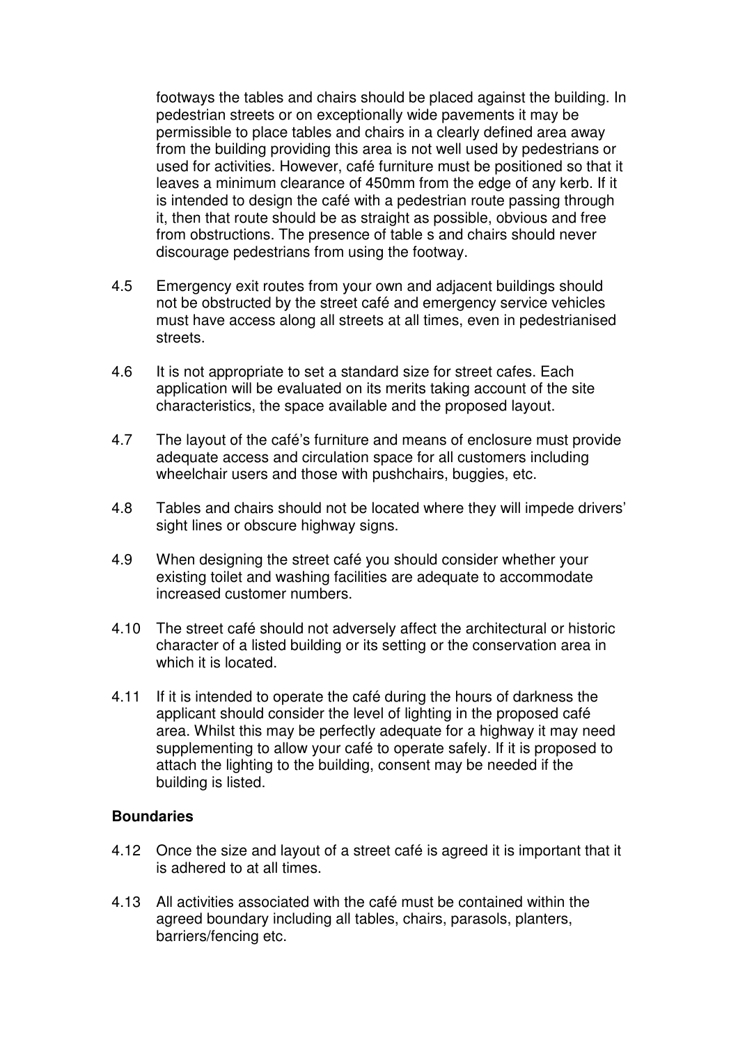footways the tables and chairs should be placed against the building. In pedestrian streets or on exceptionally wide pavements it may be permissible to place tables and chairs in a clearly defined area away from the building providing this area is not well used by pedestrians or used for activities. However, café furniture must be positioned so that it leaves a minimum clearance of 450mm from the edge of any kerb. If it is intended to design the café with a pedestrian route passing through it, then that route should be as straight as possible, obvious and free from obstructions. The presence of table s and chairs should never discourage pedestrians from using the footway.

4.5 Emergency exit routes from your own and adjacent buildings should not be obstructed by the street café and emergency service vehicles must have access along all streets at all times, even in pedestrianised streets.

4.6 It is not appropriate to set a standard size for street cafes. Each application will be evaluated on its merits taking account of the site characteristics, the space available and the proposed layout.

4.7 The layout of the café's furniture and means of enclosure must provide adequate access and circulation space for all customers including wheelchair users and those with pushchairs, buggies, etc.

4.8 Tables and chairs should not be located where they will impede drivers' sight lines or obscure highway signs.

4.9 When designing the street café you should consider whether your existing toilet and washing facilities are adequate to accommodate increased customer numbers.

4.10 The street café should not adversely affect the architectural or historic character of a listed building or its setting or the conservation area in which it is located.

4.11 If it is intended to operate the café during the hours of darkness the applicant should consider the level of lighting in the proposed café area. Whilst this may be perfectly adequate for a highway it may need supplementing to allow your café to operate safely. If it is proposed to attach the lighting to the building, consent may be needed if the building is listed.

**Boundaries**

4.12 Once the size and layout of a street café is agreed it is important that it is adhered to at all times.

4.13 All activities associated with the café must be contained within the agreed boundary including all tables, chairs, parasols, planters, barriers/fencing etc.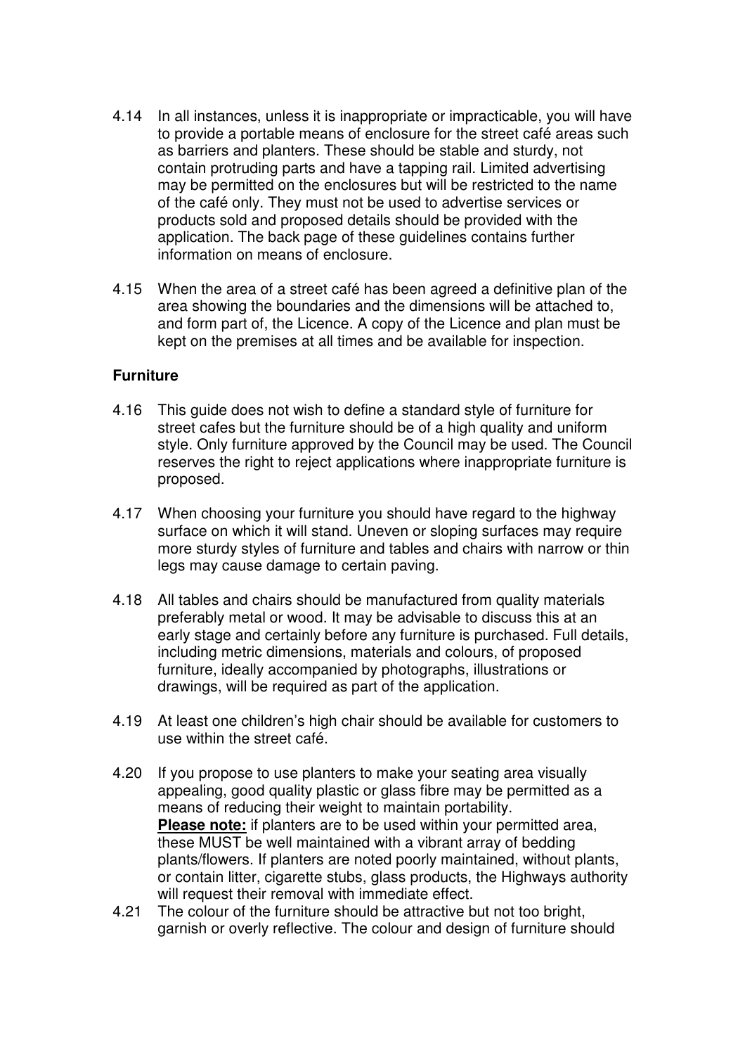4.14 In all instances, unless it is inappropriate or impracticable, you will have to provide a portable means of enclosure for the street café areas such as barriers and planters. These should be stable and sturdy, not contain protruding parts and have a tapping rail. Limited advertising may be permitted on the enclosures but will be restricted to the name of the café only. They must not be used to advertise services or products sold and proposed details should be provided with the application. The back page of these guidelines contains further information on means of enclosure.

4.15 When the area of a street café has been agreed a definitive plan of the area showing the boundaries and the dimensions will be attached to, and form part of, the Licence. A copy of the Licence and plan must be kept on the premises at all times and be available for inspection.

**Furniture**

4.16 This guide does not wish to define a standard style of furniture for street cafes but the furniture should be of a high quality and uniform style. Only furniture approved by the Council may be used. The Council reserves the right to reject applications where inappropriate furniture is proposed.

4.17 When choosing your furniture you should have regard to the highway surface on which it will stand. Uneven or sloping surfaces may require more sturdy styles of furniture and tables and chairs with narrow or thin legs may cause damage to certain paving.

4.18 All tables and chairs should be manufactured from quality materials preferably metal or wood. It may be advisable to discuss this at an early stage and certainly before any furniture is purchased. Full details, including metric dimensions, materials and colours, of proposed furniture, ideally accompanied by photographs, illustrations or drawings, will be required as part of the application.

4.19 At least one children's high chair should be available for customers to use within the street café.

4.20 If you propose to use planters to make your seating area visually appealing, good quality plastic or glass fibre may be permitted as a means of reducing their weight to maintain portability.
**Please note:** if planters are to be used within your permitted area, these MUST be well maintained with a vibrant array of bedding plants/flowers. If planters are noted poorly maintained, without plants, or contain litter, cigarette stubs, glass products, the Highways authority will request their removal with immediate effect.

4.21 The colour of the furniture should be attractive but not too bright, garnish or overly reflective. The colour and design of furniture should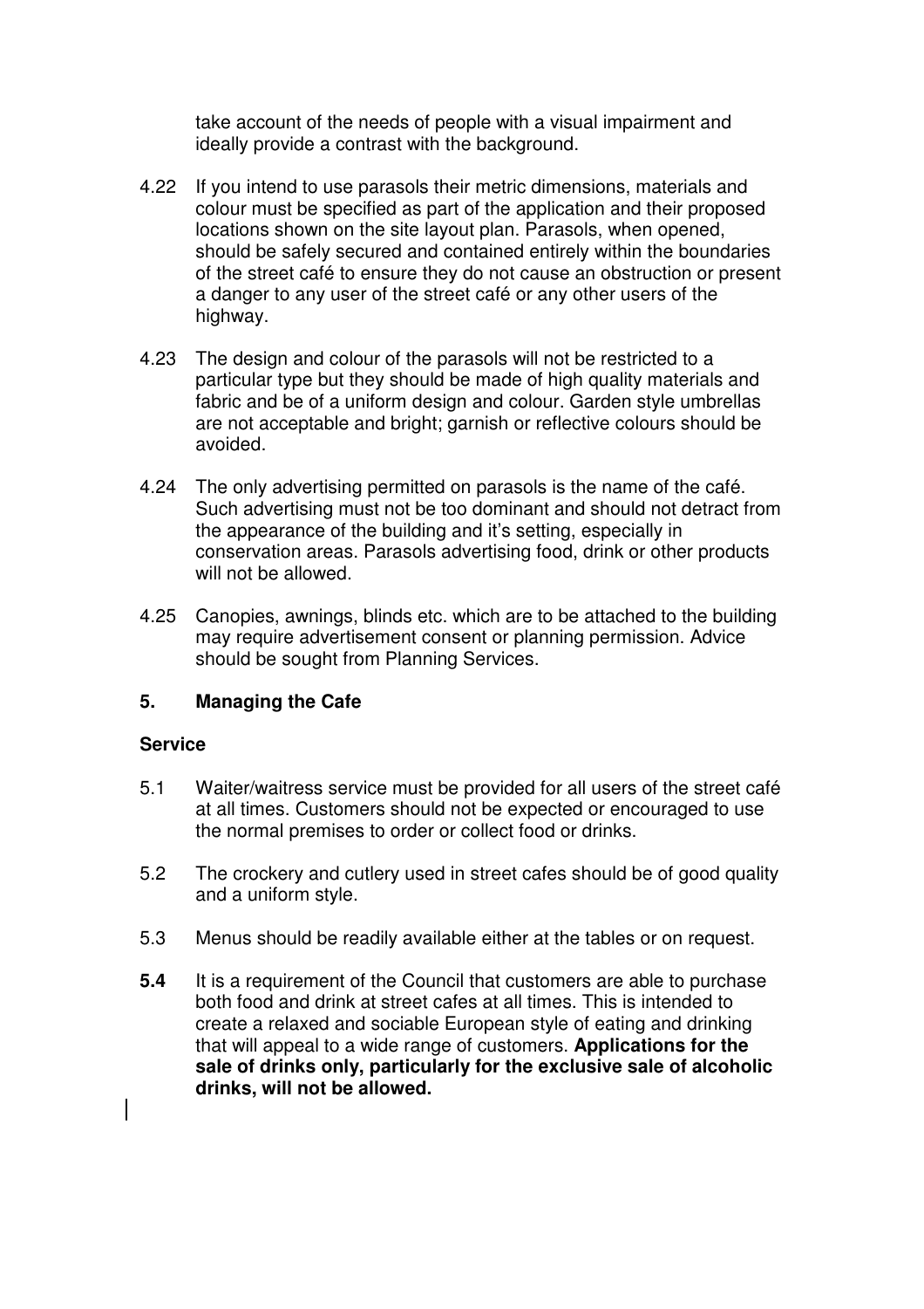take account of the needs of people with a visual impairment and ideally provide a contrast with the background.

4.22 If you intend to use parasols their metric dimensions, materials and colour must be specified as part of the application and their proposed locations shown on the site layout plan. Parasols, when opened, should be safely secured and contained entirely within the boundaries of the street café to ensure they do not cause an obstruction or present a danger to any user of the street café or any other users of the highway.

4.23 The design and colour of the parasols will not be restricted to a particular type but they should be made of high quality materials and fabric and be of a uniform design and colour. Garden style umbrellas are not acceptable and bright; garnish or reflective colours should be avoided.

4.24 The only advertising permitted on parasols is the name of the café. Such advertising must not be too dominant and should not detract from the appearance of the building and it's setting, especially in conservation areas. Parasols advertising food, drink or other products will not be allowed.

4.25 Canopies, awnings, blinds etc. which are to be attached to the building may require advertisement consent or planning permission. Advice should be sought from Planning Services.

## 5. Managing the Cafe

### Service

5.1 Waiter/waitress service must be provided for all users of the street café at all times. Customers should not be expected or encouraged to use the normal premises to order or collect food or drinks.

5.2 The crockery and cutlery used in street cafes should be of good quality and a uniform style.

5.3 Menus should be readily available either at the tables or on request.

**5.4** It is a requirement of the Council that customers are able to purchase both food and drink at street cafes at all times. This is intended to create a relaxed and sociable European style of eating and drinking that will appeal to a wide range of customers. **Applications for the sale of drinks only, particularly for the exclusive sale of alcoholic drinks, will not be allowed.**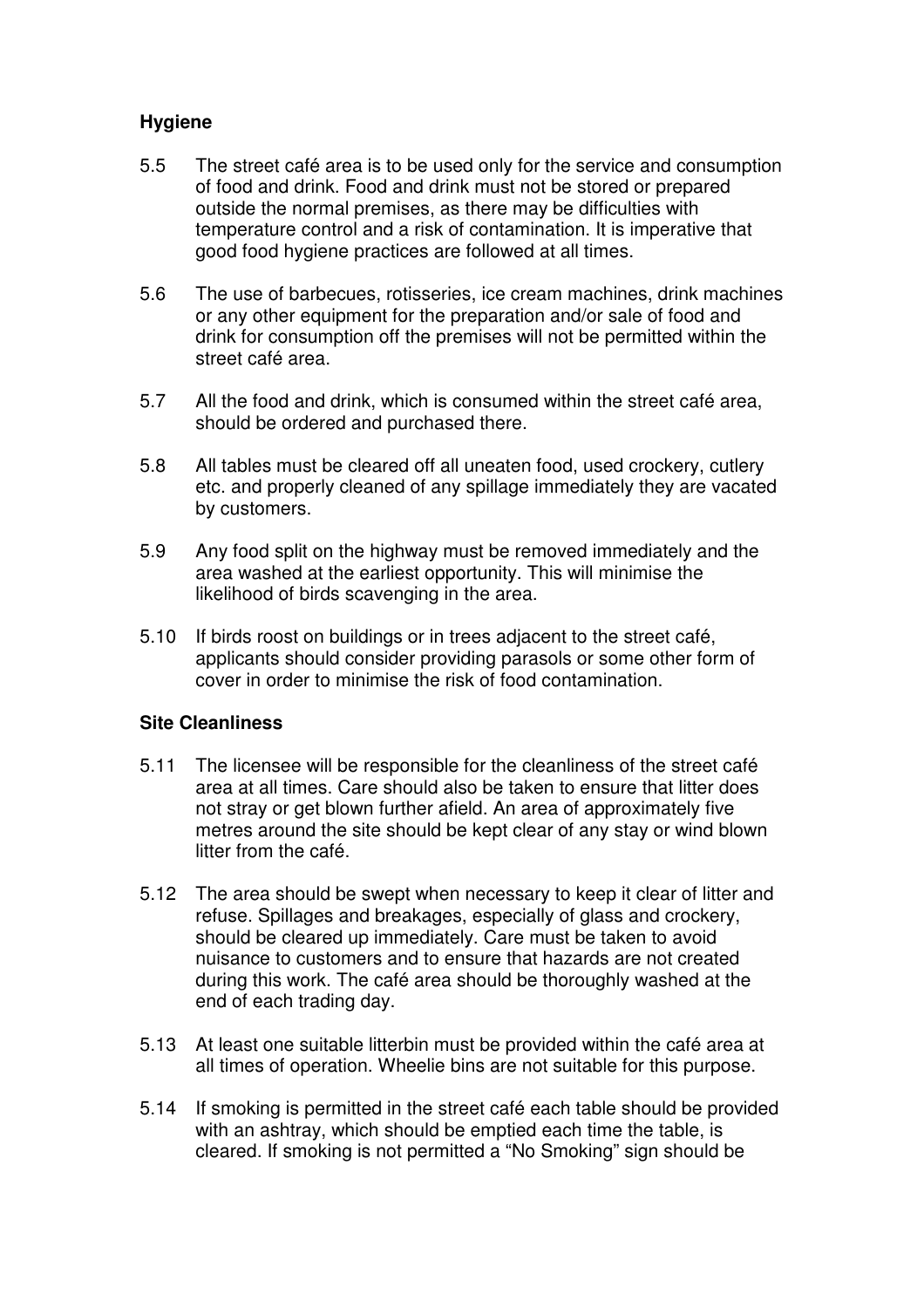**Hygiene**

5.5 The street café area is to be used only for the service and consumption of food and drink. Food and drink must not be stored or prepared outside the normal premises, as there may be difficulties with temperature control and a risk of contamination. It is imperative that good food hygiene practices are followed at all times.

5.6 The use of barbecues, rotisseries, ice cream machines, drink machines or any other equipment for the preparation and/or sale of food and drink for consumption off the premises will not be permitted within the street café area.

5.7 All the food and drink, which is consumed within the street café area, should be ordered and purchased there.

5.8 All tables must be cleared off all uneaten food, used crockery, cutlery etc. and properly cleaned of any spillage immediately they are vacated by customers.

5.9 Any food split on the highway must be removed immediately and the area washed at the earliest opportunity. This will minimise the likelihood of birds scavenging in the area.

5.10 If birds roost on buildings or in trees adjacent to the street café, applicants should consider providing parasols or some other form of cover in order to minimise the risk of food contamination.

**Site Cleanliness**

5.11 The licensee will be responsible for the cleanliness of the street café area at all times. Care should also be taken to ensure that litter does not stray or get blown further afield. An area of approximately five metres around the site should be kept clear of any stay or wind blown litter from the café.

5.12 The area should be swept when necessary to keep it clear of litter and refuse. Spillages and breakages, especially of glass and crockery, should be cleared up immediately. Care must be taken to avoid nuisance to customers and to ensure that hazards are not created during this work. The café area should be thoroughly washed at the end of each trading day.

5.13 At least one suitable litterbin must be provided within the café area at all times of operation. Wheelie bins are not suitable for this purpose.

5.14 If smoking is permitted in the street café each table should be provided with an ashtray, which should be emptied each time the table, is cleared. If smoking is not permitted a "No Smoking" sign should be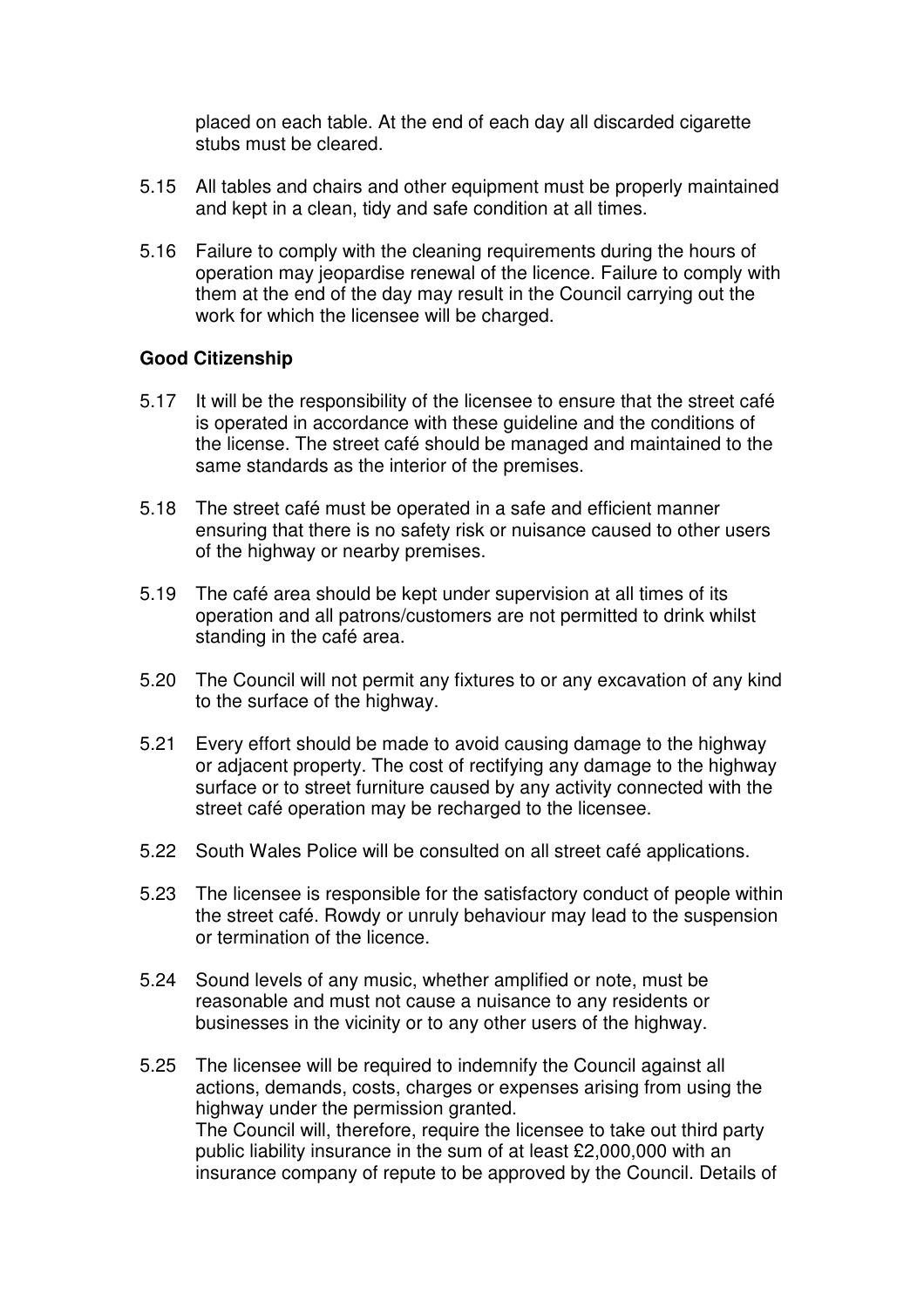placed on each table. At the end of each day all discarded cigarette stubs must be cleared.

5.15 All tables and chairs and other equipment must be properly maintained and kept in a clean, tidy and safe condition at all times.

5.16 Failure to comply with the cleaning requirements during the hours of operation may jeopardise renewal of the licence. Failure to comply with them at the end of the day may result in the Council carrying out the work for which the licensee will be charged.

**Good Citizenship**

5.17 It will be the responsibility of the licensee to ensure that the street café is operated in accordance with these guideline and the conditions of the license. The street café should be managed and maintained to the same standards as the interior of the premises.

5.18 The street café must be operated in a safe and efficient manner ensuring that there is no safety risk or nuisance caused to other users of the highway or nearby premises.

5.19 The café area should be kept under supervision at all times of its operation and all patrons/customers are not permitted to drink whilst standing in the café area.

5.20 The Council will not permit any fixtures to or any excavation of any kind to the surface of the highway.

5.21 Every effort should be made to avoid causing damage to the highway or adjacent property. The cost of rectifying any damage to the highway surface or to street furniture caused by any activity connected with the street café operation may be recharged to the licensee.

5.22 South Wales Police will be consulted on all street café applications.

5.23 The licensee is responsible for the satisfactory conduct of people within the street café. Rowdy or unruly behaviour may lead to the suspension or termination of the licence.

5.24 Sound levels of any music, whether amplified or note, must be reasonable and must not cause a nuisance to any residents or businesses in the vicinity or to any other users of the highway.

5.25 The licensee will be required to indemnify the Council against all actions, demands, costs, charges or expenses arising from using the highway under the permission granted.
The Council will, therefore, require the licensee to take out third party public liability insurance in the sum of at least £2,000,000 with an insurance company of repute to be approved by the Council. Details of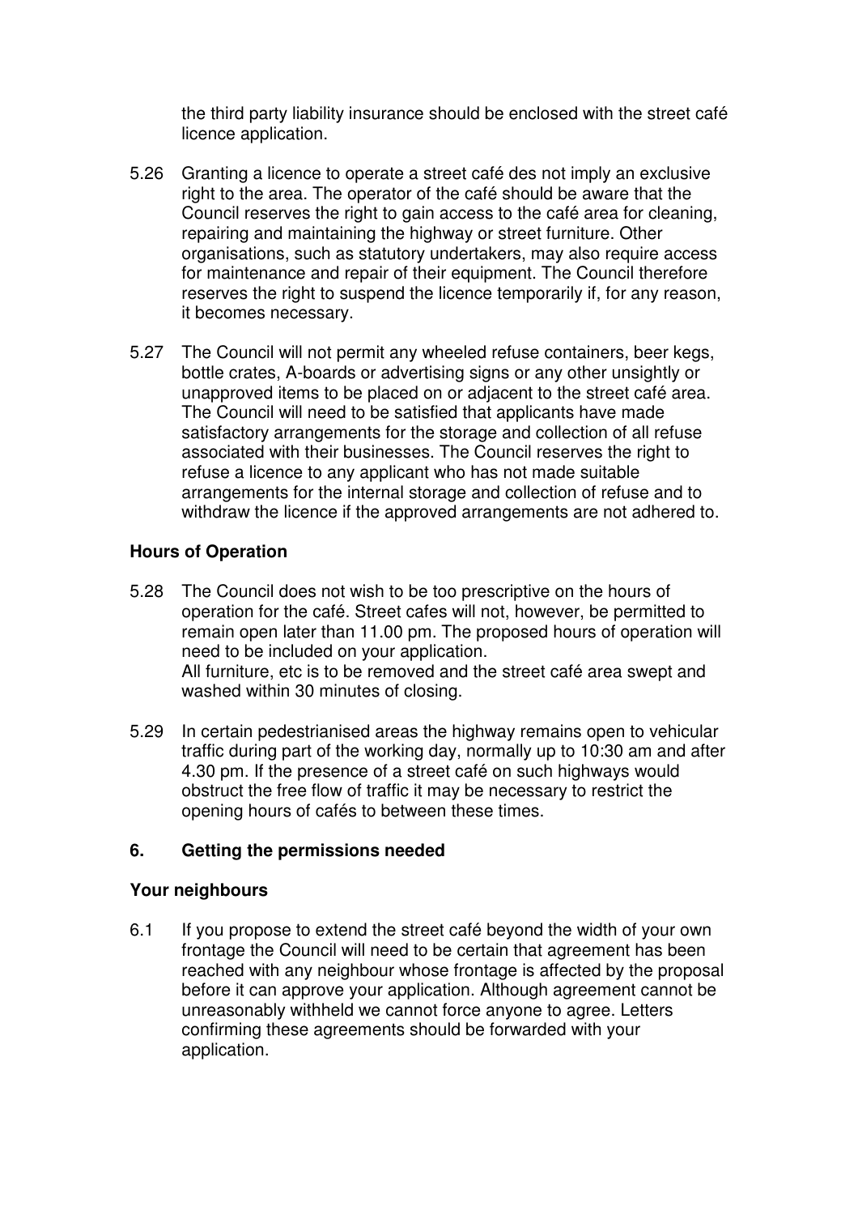the third party liability insurance should be enclosed with the street café licence application.

5.26 Granting a licence to operate a street café des not imply an exclusive right to the area. The operator of the café should be aware that the Council reserves the right to gain access to the café area for cleaning, repairing and maintaining the highway or street furniture. Other organisations, such as statutory undertakers, may also require access for maintenance and repair of their equipment. The Council therefore reserves the right to suspend the licence temporarily if, for any reason, it becomes necessary.

5.27 The Council will not permit any wheeled refuse containers, beer kegs, bottle crates, A-boards or advertising signs or any other unsightly or unapproved items to be placed on or adjacent to the street café area. The Council will need to be satisfied that applicants have made satisfactory arrangements for the storage and collection of all refuse associated with their businesses. The Council reserves the right to refuse a licence to any applicant who has not made suitable arrangements for the internal storage and collection of refuse and to withdraw the licence if the approved arrangements are not adhered to.

**Hours of Operation**

5.28 The Council does not wish to be too prescriptive on the hours of operation for the café. Street cafes will not, however, be permitted to remain open later than 11.00 pm. The proposed hours of operation will need to be included on your application.
All furniture, etc is to be removed and the street café area swept and washed within 30 minutes of closing.

5.29 In certain pedestrianised areas the highway remains open to vehicular traffic during part of the working day, normally up to 10:30 am and after 4.30 pm. If the presence of a street café on such highways would obstruct the free flow of traffic it may be necessary to restrict the opening hours of cafés to between these times.

## 6. Getting the permissions needed

**Your neighbours**

6.1 If you propose to extend the street café beyond the width of your own frontage the Council will need to be certain that agreement has been reached with any neighbour whose frontage is affected by the proposal before it can approve your application. Although agreement cannot be unreasonably withheld we cannot force anyone to agree. Letters confirming these agreements should be forwarded with your application.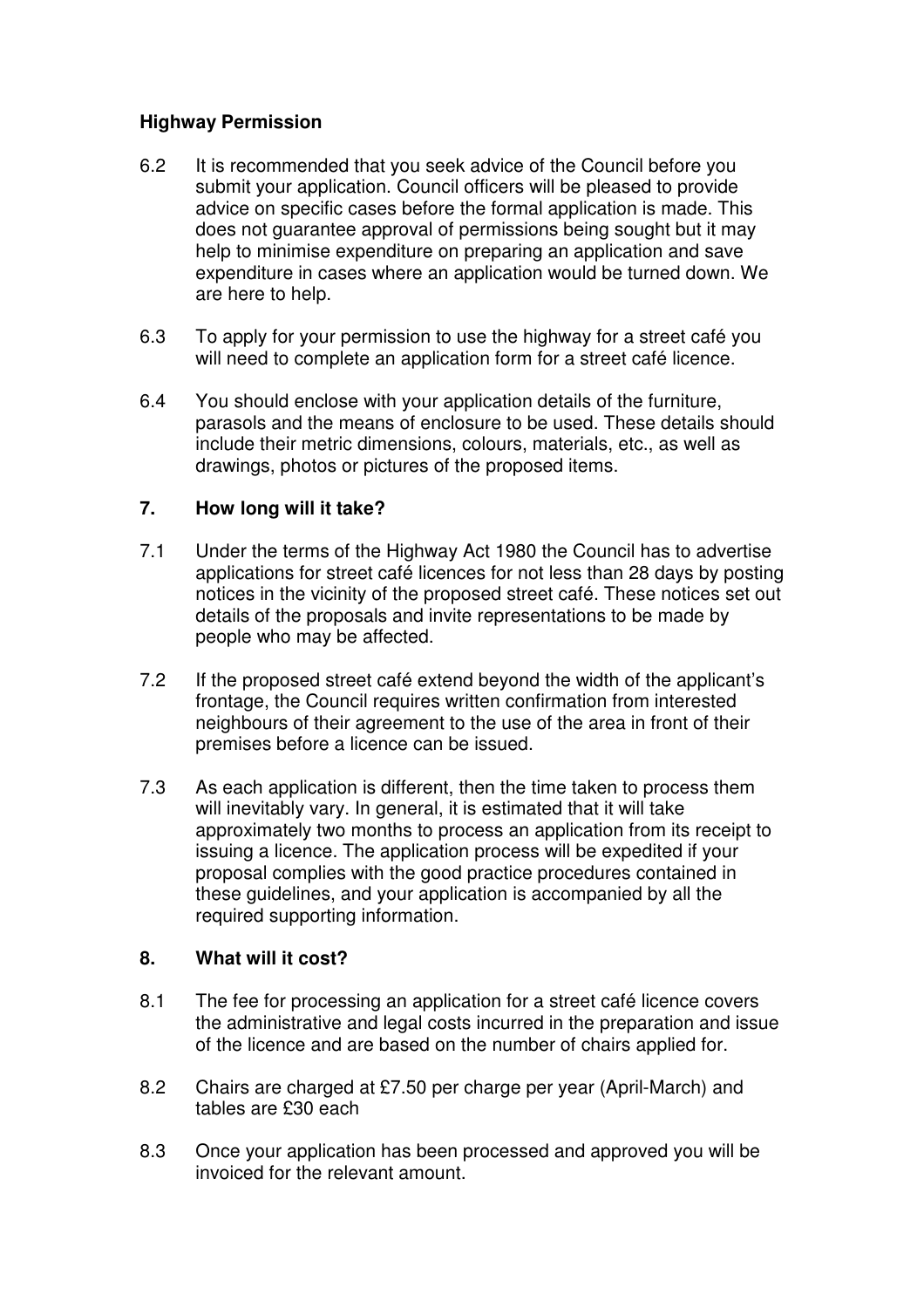**Highway Permission**

6.2 It is recommended that you seek advice of the Council before you submit your application. Council officers will be pleased to provide advice on specific cases before the formal application is made. This does not guarantee approval of permissions being sought but it may help to minimise expenditure on preparing an application and save expenditure in cases where an application would be turned down. We are here to help.

6.3 To apply for your permission to use the highway for a street café you will need to complete an application form for a street café licence.

6.4 You should enclose with your application details of the furniture, parasols and the means of enclosure to be used. These details should include their metric dimensions, colours, materials, etc., as well as drawings, photos or pictures of the proposed items.

## 7. How long will it take?

7.1 Under the terms of the Highway Act 1980 the Council has to advertise applications for street café licences for not less than 28 days by posting notices in the vicinity of the proposed street café. These notices set out details of the proposals and invite representations to be made by people who may be affected.

7.2 If the proposed street café extend beyond the width of the applicant's frontage, the Council requires written confirmation from interested neighbours of their agreement to the use of the area in front of their premises before a licence can be issued.

7.3 As each application is different, then the time taken to process them will inevitably vary. In general, it is estimated that it will take approximately two months to process an application from its receipt to issuing a licence. The application process will be expedited if your proposal complies with the good practice procedures contained in these guidelines, and your application is accompanied by all the required supporting information.

## 8. What will it cost?

8.1 The fee for processing an application for a street café licence covers the administrative and legal costs incurred in the preparation and issue of the licence and are based on the number of chairs applied for.

8.2 Chairs are charged at £7.50 per charge per year (April-March) and tables are £30 each

8.3 Once your application has been processed and approved you will be invoiced for the relevant amount.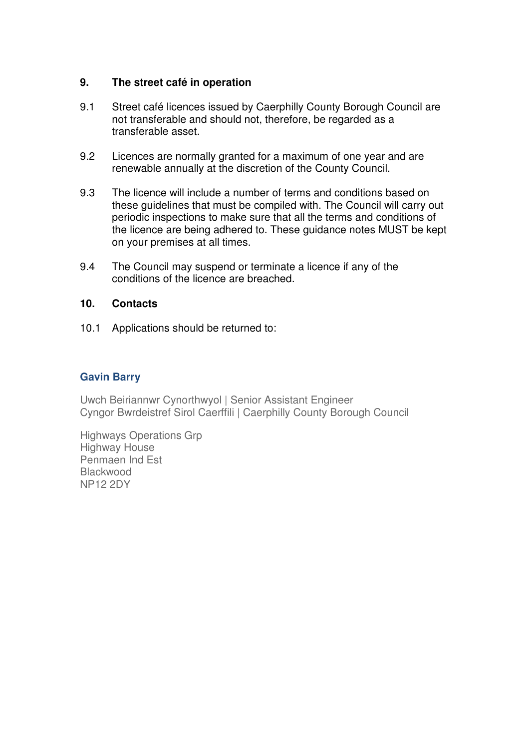## 9. The street café in operation

9.1 Street café licences issued by Caerphilly County Borough Council are not transferable and should not, therefore, be regarded as a transferable asset.

9.2 Licences are normally granted for a maximum of one year and are renewable annually at the discretion of the County Council.

9.3 The licence will include a number of terms and conditions based on these guidelines that must be compiled with. The Council will carry out periodic inspections to make sure that all the terms and conditions of the licence are being adhered to. These guidance notes MUST be kept on your premises at all times.

9.4 The Council may suspend or terminate a licence if any of the conditions of the licence are breached.

## 10. Contacts

10.1 Applications should be returned to:

**Gavin Barry**

Uwch Beiriannwr Cynorthwyol | Senior Assistant Engineer
Cyngor Bwrdeistref Sirol Caerffili | Caerphilly County Borough Council

Highways Operations Grp
Highway House
Penmaen Ind Est
Blackwood
NP12 2DY